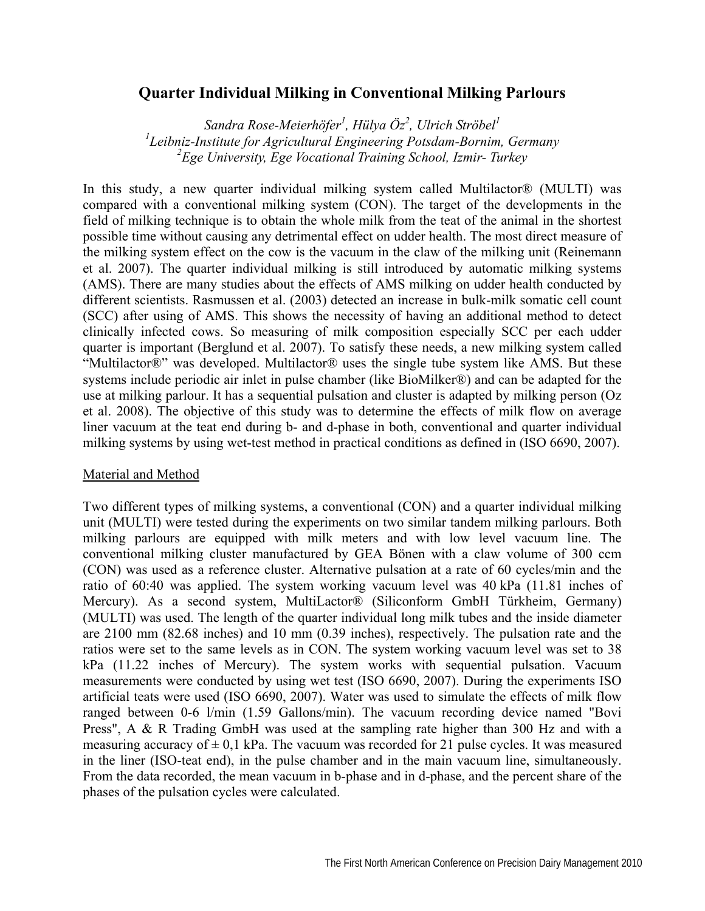# Quarter Individual Milking in Conventional Milking Parlours

*Sandra Rose-Meierhöfer[1], Hülya Öz[2], Ulrich Ströbel[1]*
*[1]Leibniz-Institute for Agricultural Engineering Potsdam-Bornim, Germany*
*[2]Ege University, Ege Vocational Training School, Izmir- Turkey*

In this study, a new quarter individual milking system called Multilactor® (MULTI) was compared with a conventional milking system (CON). The target of the developments in the field of milking technique is to obtain the whole milk from the teat of the animal in the shortest possible time without causing any detrimental effect on udder health. The most direct measure of the milking system effect on the cow is the vacuum in the claw of the milking unit (Reinemann et al. 2007). The quarter individual milking is still introduced by automatic milking systems (AMS). There are many studies about the effects of AMS milking on udder health conducted by different scientists. Rasmussen et al. (2003) detected an increase in bulk-milk somatic cell count (SCC) after using of AMS. This shows the necessity of having an additional method to detect clinically infected cows. So measuring of milk composition especially SCC per each udder quarter is important (Berglund et al. 2007). To satisfy these needs, a new milking system called "Multilactor®" was developed. Multilactor® uses the single tube system like AMS. But these systems include periodic air inlet in pulse chamber (like BioMilker®) and can be adapted for the use at milking parlour. It has a sequential pulsation and cluster is adapted by milking person (Oz et al. 2008). The objective of this study was to determine the effects of milk flow on average liner vacuum at the teat end during b- and d-phase in both, conventional and quarter individual milking systems by using wet-test method in practical conditions as defined in (ISO 6690, 2007).

## Material and Method

Two different types of milking systems, a conventional (CON) and a quarter individual milking unit (MULTI) were tested during the experiments on two similar tandem milking parlours. Both milking parlours are equipped with milk meters and with low level vacuum line. The conventional milking cluster manufactured by GEA Bönen with a claw volume of 300 ccm (CON) was used as a reference cluster. Alternative pulsation at a rate of 60 cycles/min and the ratio of 60:40 was applied. The system working vacuum level was 40 kPa (11.81 inches of Mercury). As a second system, MultiLactor® (Siliconform GmbH Türkheim, Germany) (MULTI) was used. The length of the quarter individual long milk tubes and the inside diameter are 2100 mm (82.68 inches) and 10 mm (0.39 inches), respectively. The pulsation rate and the ratios were set to the same levels as in CON. The system working vacuum level was set to 38 kPa (11.22 inches of Mercury). The system works with sequential pulsation. Vacuum measurements were conducted by using wet test (ISO 6690, 2007). During the experiments ISO artificial teats were used (ISO 6690, 2007). Water was used to simulate the effects of milk flow ranged between 0-6 l/min (1.59 Gallons/min). The vacuum recording device named "Bovi Press", A & R Trading GmbH was used at the sampling rate higher than 300 Hz and with a measuring accuracy of ± 0,1 kPa. The vacuum was recorded for 21 pulse cycles. It was measured in the liner (ISO-teat end), in the pulse chamber and in the main vacuum line, simultaneously. From the data recorded, the mean vacuum in b-phase and in d-phase, and the percent share of the phases of the pulsation cycles were calculated.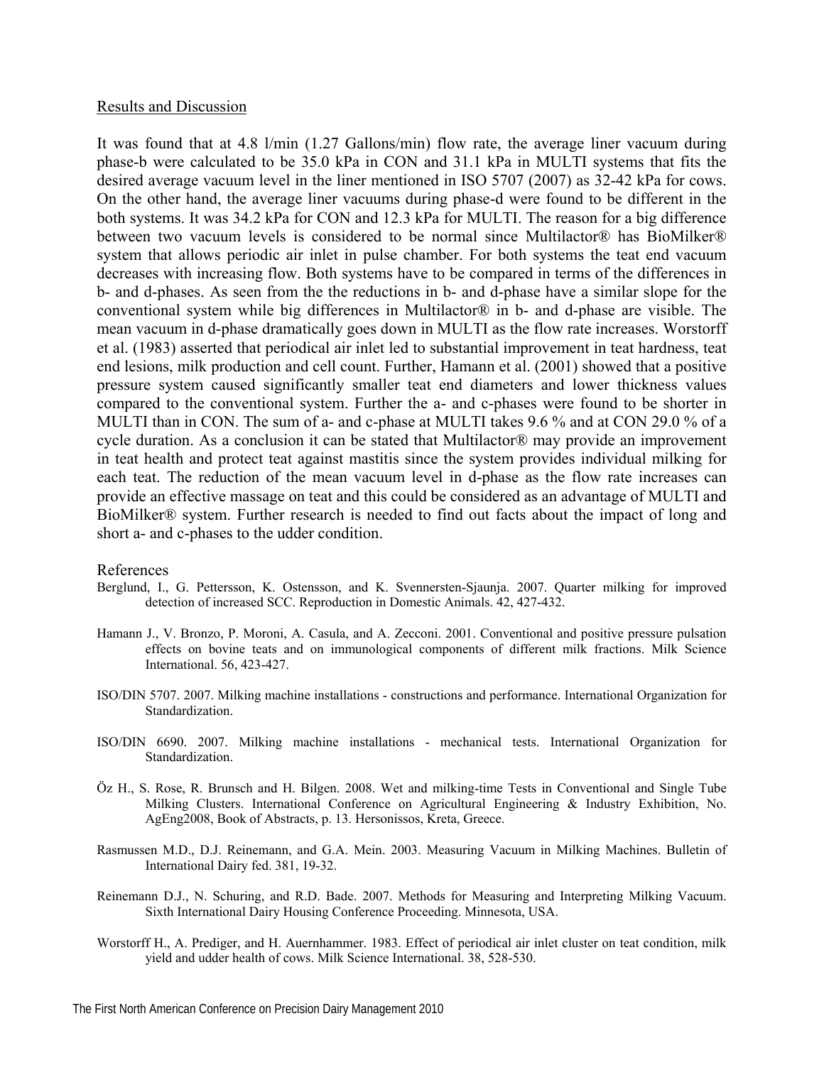## Results and Discussion

It was found that at 4.8 l/min (1.27 Gallons/min) flow rate, the average liner vacuum during phase-b were calculated to be 35.0 kPa in CON and 31.1 kPa in MULTI systems that fits the desired average vacuum level in the liner mentioned in ISO 5707 (2007) as 32-42 kPa for cows. On the other hand, the average liner vacuums during phase-d were found to be different in the both systems. It was 34.2 kPa for CON and 12.3 kPa for MULTI. The reason for a big difference between two vacuum levels is considered to be normal since Multilactor® has BioMilker® system that allows periodic air inlet in pulse chamber. For both systems the teat end vacuum decreases with increasing flow. Both systems have to be compared in terms of the differences in b- and d-phases. As seen from the the reductions in b- and d-phase have a similar slope for the conventional system while big differences in Multilactor® in b- and d-phase are visible. The mean vacuum in d-phase dramatically goes down in MULTI as the flow rate increases. Worstorff et al. (1983) asserted that periodical air inlet led to substantial improvement in teat hardness, teat end lesions, milk production and cell count. Further, Hamann et al. (2001) showed that a positive pressure system caused significantly smaller teat end diameters and lower thickness values compared to the conventional system. Further the a- and c-phases were found to be shorter in MULTI than in CON. The sum of a- and c-phase at MULTI takes 9.6 % and at CON 29.0 % of a cycle duration. As a conclusion it can be stated that Multilactor® may provide an improvement in teat health and protect teat against mastitis since the system provides individual milking for each teat. The reduction of the mean vacuum level in d-phase as the flow rate increases can provide an effective massage on teat and this could be considered as an advantage of MULTI and BioMilker® system. Further research is needed to find out facts about the impact of long and short a- and c-phases to the udder condition.

## References

Berglund, I., G. Pettersson, K. Ostensson, and K. Svennersten-Sjaunja. 2007. Quarter milking for improved detection of increased SCC. Reproduction in Domestic Animals. 42, 427-432.

Hamann J., V. Bronzo, P. Moroni, A. Casula, and A. Zecconi. 2001. Conventional and positive pressure pulsation effects on bovine teats and on immunological components of different milk fractions. Milk Science International. 56, 423-427.

ISO/DIN 5707. 2007. Milking machine installations - constructions and performance. International Organization for Standardization.

ISO/DIN 6690. 2007. Milking machine installations - mechanical tests. International Organization for Standardization.

Öz H., S. Rose, R. Brunsch and H. Bilgen. 2008. Wet and milking-time Tests in Conventional and Single Tube Milking Clusters. International Conference on Agricultural Engineering & Industry Exhibition, No. AgEng2008, Book of Abstracts, p. 13. Hersonissos, Kreta, Greece.

Rasmussen M.D., D.J. Reinemann, and G.A. Mein. 2003. Measuring Vacuum in Milking Machines. Bulletin of International Dairy fed. 381, 19-32.

Reinemann D.J., N. Schuring, and R.D. Bade. 2007. Methods for Measuring and Interpreting Milking Vacuum. Sixth International Dairy Housing Conference Proceeding. Minnesota, USA.

Worstorff H., A. Prediger, and H. Auernhammer. 1983. Effect of periodical air inlet cluster on teat condition, milk yield and udder health of cows. Milk Science International. 38, 528-530.